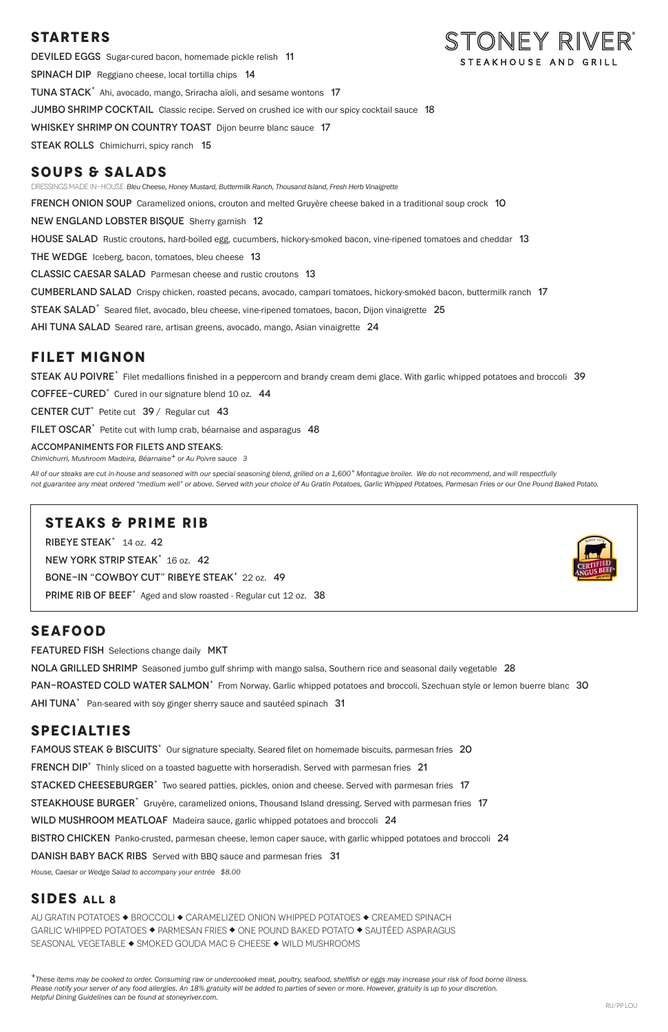# STONEY RIVER®

STEAKHOUSE AND GRILL

## STARTERS

**DEVILED EGGS** Sugar-cured bacon, homemade pickle relish 11

**SPINACH DIP** Reggiano cheese, local tortilla chips 14

**TUNA STACK**+ Ahi, avocado, mango, Sriracha aïoli, and sesame wontons 17

**JUMBO SHRIMP COCKTAIL** Classic recipe. Served on crushed ice with our spicy cocktail sauce 18

**WHISKEY SHRIMP ON COUNTRY TOAST** Dijon beurre blanc sauce 17

**STEAK ROLLS** Chimichurri, spicy ranch 15

## SOUPS & SALADS

DRESSINGS MADE IN-HOUSE: *Bleu Cheese, Honey Mustard, Buttermilk Ranch, Thousand Island, Fresh Herb Vinaigrette*

**FRENCH ONION SOUP** Caramelized onions, crouton and melted Gruyère cheese baked in a traditional soup crock 10

**NEW ENGLAND LOBSTER BISQUE** Sherry garnish 12

**HOUSE SALAD** Rustic croutons, hard-boiled egg, cucumbers, hickory-smoked bacon, vine-ripened tomatoes and cheddar 13

**THE WEDGE** Iceberg, bacon, tomatoes, bleu cheese 13

**CLASSIC CAESAR SALAD** Parmesan cheese and rustic croutons 13

**CUMBERLAND SALAD** Crispy chicken, roasted pecans, avocado, campari tomatoes, hickory-smoked bacon, buttermilk ranch 17

**STEAK SALAD**+ Seared filet, avocado, bleu cheese, vine-ripened tomatoes, bacon, Dijon vinaigrette 25

**AHI TUNA SALAD** Seared rare, artisan greens, avocado, mango, Asian vinaigrette 24

## FILET MIGNON

**STEAK AU POIVRE**+ Filet medallions finished in a peppercorn and brandy cream demi glace. With garlic whipped potatoes and broccoli 39

**COFFEE-CURED**+ Cured in our signature blend 10 oz. 44

**CENTER CUT**+ Petite cut 39 / Regular cut 43

**FILET OSCAR**+ Petite cut with lump crab, béarnaise and asparagus 48

**ACCOMPANIMENTS FOR FILETS AND STEAKS:**
*Chimichurri, Mushroom Madeira, Béarnaise+ or Au Poivre sauce 3*

*All of our steaks are cut in-house and seasoned with our special seasoning blend, grilled on a 1,600° Montague broiler. We do not recommend, and will respectfully not guarantee any meat ordered "medium well" or above. Served with your choice of Au Gratin Potatoes, Garlic Whipped Potatoes, Parmesan Fries or our One Pound Baked Potato.*

## STEAKS & PRIME RIB

**RIBEYE STEAK**+ 14 oz. 42

**NEW YORK STRIP STEAK**+ 16 oz. 42

**BONE-IN "COWBOY CUT" RIBEYE STEAK**+ 22 oz. 49

**PRIME RIB OF BEEF**+ Aged and slow roasted - Regular cut 12 oz. 38

CERTIFIED ANGUS BEEF® BRAND

## SEAFOOD

**FEATURED FISH** Selections change daily MKT

**NOLA GRILLED SHRIMP** Seasoned jumbo gulf shrimp with mango salsa, Southern rice and seasonal daily vegetable 28

**PAN-ROASTED COLD WATER SALMON**+ From Norway. Garlic whipped potatoes and broccoli. Szechuan style or lemon buerre blanc 30

**AHI TUNA**+ Pan-seared with soy ginger sherry sauce and sautéed spinach 31

## SPECIALTIES

**FAMOUS STEAK & BISCUITS**+ Our signature specialty. Seared filet on homemade biscuits, parmesan fries 20

**FRENCH DIP**+ Thinly sliced on a toasted baguette with horseradish. Served with parmesan fries 21

**STACKED CHEESEBURGER**+ Two seared patties, pickles, onion and cheese. Served with parmesan fries 17

**STEAKHOUSE BURGER**+ Gruyère, caramelized onions, Thousand Island dressing. Served with parmesan fries 17

**WILD MUSHROOM MEATLOAF** Madeira sauce, garlic whipped potatoes and broccoli 24

**BISTRO CHICKEN** Panko-crusted, parmesan cheese, lemon caper sauce, with garlic whipped potatoes and broccoli 24

**DANISH BABY BACK RIBS** Served with BBQ sauce and parmesan fries 31

*House, Caesar or Wedge Salad to accompany your entrée $8.00*

## SIDES ALL 8

AU GRATIN POTATOES ◆ BROCCOLI ◆ CARAMELIZED ONION WHIPPED POTATOES ◆ CREAMED SPINACH
GARLIC WHIPPED POTATOES ◆ PARMESAN FRIES ◆ ONE POUND BAKED POTATO ◆ SAUTÉED ASPARAGUS
SEASONAL VEGETABLE ◆ SMOKED GOUDA MAC & CHEESE ◆ WILD MUSHROOMS

*+These items may be cooked to order. Consuming raw or undercooked meat, poultry, seafood, shellfish or eggs may increase your risk of food borne illness. Please notify your server of any food allergies. An 18% gratuity will be added to parties of seven or more. However, gratuity is up to your discretion. Helpful Dining Guidelines can be found at stoneyriver.com.*

RI/PP LOU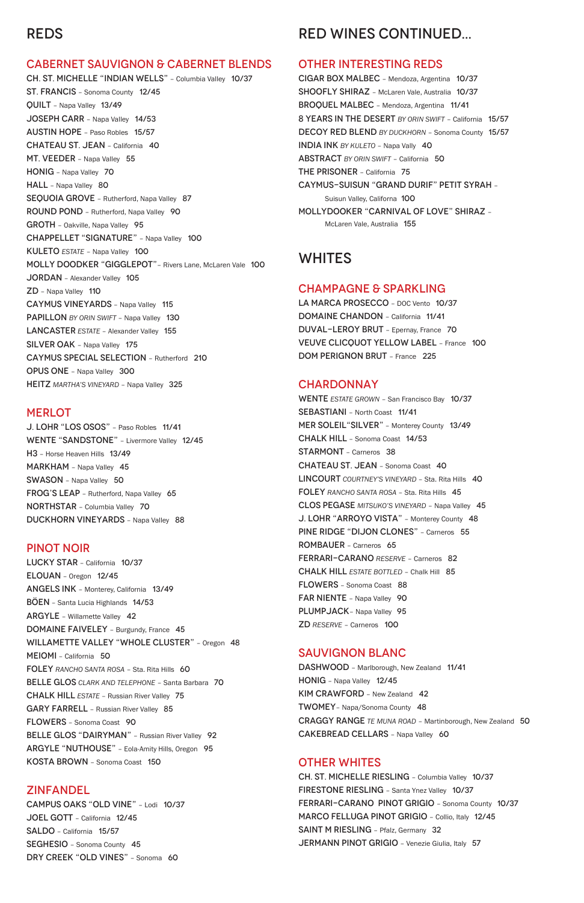# REDS

## CABERNET SAUVIGNON & CABERNET BLENDS

CH. ST. MICHELLE "INDIAN WELLS" – Columbia Valley 10/37
ST. FRANCIS – Sonoma County 12/45
QUILT – Napa Valley 13/49
JOSEPH CARR – Napa Valley 14/53
AUSTIN HOPE – Paso Robles 15/57
CHATEAU ST. JEAN – California 40
MT. VEEDER – Napa Valley 55
HONIG – Napa Valley 70
HALL – Napa Valley 80
SEQUOIA GROVE – Rutherford, Napa Valley 87
ROUND POND – Rutherford, Napa Valley 90
GROTH – Oakville, Napa Valley 95
CHAPPELLET "SIGNATURE" – Napa Valley 100
KULETO *ESTATE* – Napa Valley 100
MOLLY DOODKER "GIGGLEPOT"– Rivers Lane, McLaren Vale 100
JORDAN – Alexander Valley 105
ZD – Napa Valley 110
CAYMUS VINEYARDS – Napa Valley 115
PAPILLON *BY ORIN SWIFT* – Napa Valley 130
LANCASTER *ESTATE* – Alexander Valley 155
SILVER OAK – Napa Valley 175
CAYMUS SPECIAL SELECTION – Rutherford 210
OPUS ONE – Napa Valley 300
HEITZ *MARTHA'S VINEYARD* – Napa Valley 325

## MERLOT

J. LOHR "LOS OSOS" – Paso Robles 11/41
WENTE "SANDSTONE" – Livermore Valley 12/45
H3 – Horse Heaven Hills 13/49
MARKHAM – Napa Valley 45
SWASON – Napa Valley 50
FROG'S LEAP – Rutherford, Napa Valley 65
NORTHSTAR – Columbia Valley 70
DUCKHORN VINEYARDS – Napa Valley 88

## PINOT NOIR

LUCKY STAR – California 10/37
ELOUAN – Oregon 12/45
ANGELS INK – Monterey, California 13/49
BÖEN – Santa Lucia Highlands 14/53
ARGYLE – Willamette Valley 42
DOMAINE FAIVELEY – Burgundy, France 45
WILLAMETTE VALLEY "WHOLE CLUSTER" – Oregon 48
MEIOMI – California 50
FOLEY *RANCHO SANTA ROSA* – Sta. Rita Hills 60
BELLE GLOS *CLARK AND TELEPHONE* – Santa Barbara 70
CHALK HILL *ESTATE* – Russian River Valley 75
GARY FARRELL – Russian River Valley 85
FLOWERS – Sonoma Coast 90
BELLE GLOS "DAIRYMAN" – Russian River Valley 92
ARGYLE "NUTHOUSE" – Eola-Amity Hills, Oregon 95
KOSTA BROWN – Sonoma Coast 150

## ZINFANDEL

CAMPUS OAKS "OLD VINE" – Lodi 10/37
JOEL GOTT – California 12/45
SALDO – California 15/57
SEGHESIO – Sonoma County 45
DRY CREEK "OLD VINES" – Sonoma 60

# RED WINES CONTINUED...

## OTHER INTERESTING REDS

CIGAR BOX MALBEC – Mendoza, Argentina 10/37
SHOOFLY SHIRAZ – McLaren Vale, Australia 10/37
BROQUEL MALBEC – Mendoza, Argentina 11/41
8 YEARS IN THE DESERT *BY ORIN SWIFT* – California 15/57
DECOY RED BLEND *BY DUCKHORN* – Sonoma County 15/57
INDIA INK *BY KULETO* – Napa Vally 40
ABSTRACT *BY ORIN SWIFT* – California 50
THE PRISONER – California 75
CAYMUS-SUISUN "GRAND DURIF" PETIT SYRAH – Suisun Valley, California 100
MOLLYDOOKER "CARNIVAL OF LOVE" SHIRAZ – McLaren Vale, Australia 155

# WHITES

## CHAMPAGNE & SPARKLING

LA MARCA PROSECCO – DOC Vento 10/37
DOMAINE CHANDON – California 11/41
DUVAL-LEROY BRUT – Epernay, France 70
VEUVE CLICQUOT YELLOW LABEL – France 100
DOM PERIGNON BRUT – France 225

## CHARDONNAY

WENTE *ESTATE GROWN* – San Francisco Bay 10/37
SEBASTIANI – North Coast 11/41
MER SOLEIL "SILVER" – Monterey County 13/49
CHALK HILL – Sonoma Coast 14/53
STARMONT – Carneros 38
CHATEAU ST. JEAN – Sonoma Coast 40
LINCOURT *COURTNEY'S VINEYARD* – Sta. Rita Hills 40
FOLEY *RANCHO SANTA ROSA* – Sta. Rita Hills 45
CLOS PEGASE *MITSUKO'S VINEYARD* – Napa Valley 45
J. LOHR "ARROYO VISTA" – Monterey County 48
PINE RIDGE "DIJON CLONES" – Carneros 55
ROMBAUER – Carneros 65
FERRARI-CARANO *RESERVE* – Carneros 82
CHALK HILL *ESTATE BOTTLED* – Chalk Hill 85
FLOWERS – Sonoma Coast 88
FAR NIENTE – Napa Valley 90
PLUMPJACK – Napa Valley 95
ZD *RESERVE* – Carneros 100

## SAUVIGNON BLANC

DASHWOOD – Marlborough, New Zealand 11/41
HONIG – Napa Valley 12/45
KIM CRAWFORD – New Zealand 42
TWOMEY – Napa/Sonoma County 48
CRAGGY RANGE *TE MUNA ROAD* – Martinborough, New Zealand 50
CAKEBREAD CELLARS – Napa Valley 60

## OTHER WHITES

CH. ST. MICHELLE RIESLING – Columbia Valley 10/37
FIRESTONE RIESLING – Santa Ynez Valley 10/37
FERRARI-CARANO PINOT GRIGIO – Sonoma County 10/37
MARCO FELLUGA PINOT GRIGIO – Collio, Italy 12/45
SAINT M RIESLING – Pfalz, Germany 32
JERMANN PINOT GRIGIO – Venezie Giulia, Italy 57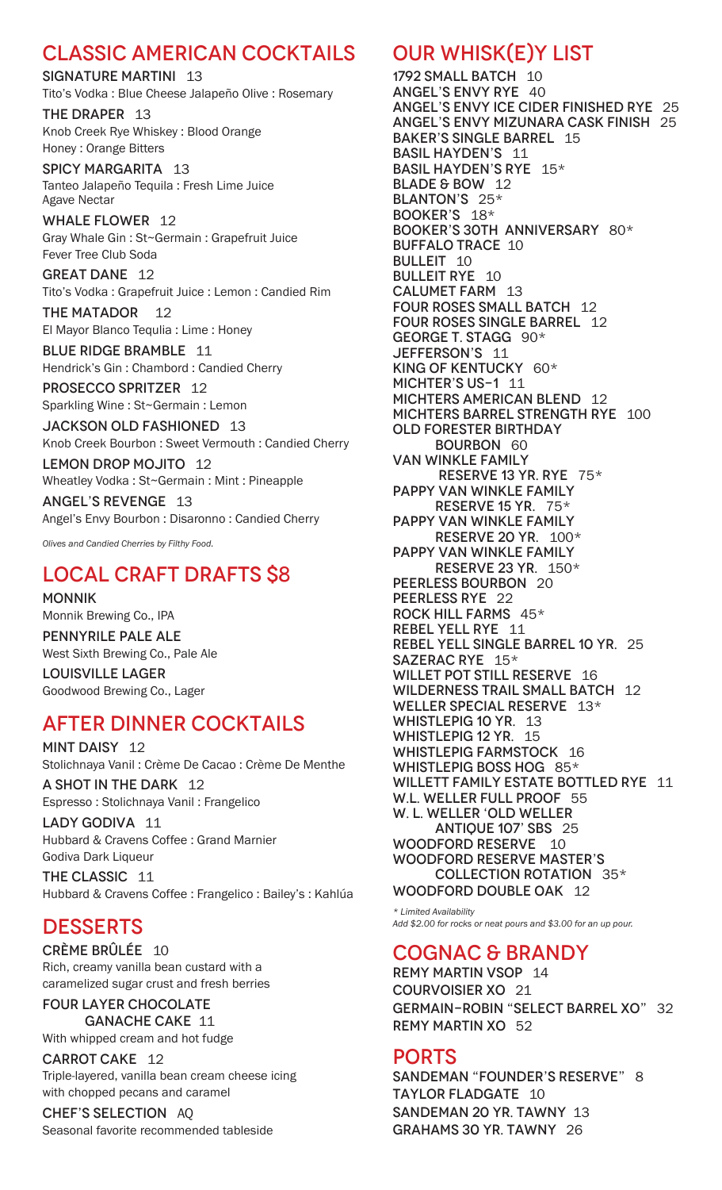## CLASSIC AMERICAN COCKTAILS

**SIGNATURE MARTINI** 13
Tito's Vodka : Blue Cheese Jalapeño Olive : Rosemary

**THE DRAPER** 13
Knob Creek Rye Whiskey : Blood Orange Honey : Orange Bitters

**SPICY MARGARITA** 13
Tanteo Jalapeño Tequila : Fresh Lime Juice Agave Nectar

**WHALE FLOWER** 12
Gray Whale Gin : St~Germain : Grapefruit Juice Fever Tree Club Soda

**GREAT DANE** 12
Tito's Vodka : Grapefruit Juice : Lemon : Candied Rim

**THE MATADOR** 12
El Mayor Blanco Tequlia : Lime : Honey

**BLUE RIDGE BRAMBLE** 11
Hendrick's Gin : Chambord : Candied Cherry

**PROSECCO SPRITZER** 12
Sparkling Wine : St~Germain : Lemon

**JACKSON OLD FASHIONED** 13
Knob Creek Bourbon : Sweet Vermouth : Candied Cherry

**LEMON DROP MOJITO** 12
Wheatley Vodka : St~Germain : Mint : Pineapple

**ANGEL'S REVENGE** 13
Angel's Envy Bourbon : Disaronno : Candied Cherry

*Olives and Candied Cherries by Filthy Food.*

## LOCAL CRAFT DRAFTS $8

**MONNIK**
Monnik Brewing Co., IPA

**PENNYRILE PALE ALE**
West Sixth Brewing Co., Pale Ale

**LOUISVILLE LAGER**
Goodwood Brewing Co., Lager

## AFTER DINNER COCKTAILS

**MINT DAISY** 12
Stolichnaya Vanil : Crème De Cacao : Crème De Menthe

**A SHOT IN THE DARK** 12
Espresso : Stolichnaya Vanil : Frangelico

**LADY GODIVA** 11
Hubbard & Cravens Coffee : Grand Marnier Godiva Dark Liqueur

**THE CLASSIC** 11
Hubbard & Cravens Coffee : Frangelico : Bailey's : Kahlúa

## DESSERTS

**CRÈME BRÛLÉE** 10
Rich, creamy vanilla bean custard with a caramelized sugar crust and fresh berries

**FOUR LAYER CHOCOLATE GANACHE CAKE** 11
With whipped cream and hot fudge

**CARROT CAKE** 12
Triple-layered, vanilla bean cream cheese icing with chopped pecans and caramel

**CHEF'S SELECTION** AQ
Seasonal favorite recommended tableside

## OUR WHISK(E)Y LIST

1792 SMALL BATCH 10
ANGEL'S ENVY RYE 40
ANGEL'S ENVY ICE CIDER FINISHED RYE 25
ANGEL'S ENVY MIZUNARA CASK FINISH 25
BAKER'S SINGLE BARREL 15
BASIL HAYDEN'S 11
BASIL HAYDEN'S RYE 15*
BLADE & BOW 12
BLANTON'S 25*
BOOKER'S 18*
BOOKER'S 30TH ANNIVERSARY 80*
BUFFALO TRACE 10
BULLEIT 10
BULLEIT RYE 10
CALUMET FARM 13
FOUR ROSES SMALL BATCH 12
FOUR ROSES SINGLE BARREL 12
GEORGE T. STAGG 90*
JEFFERSON'S 11
KING OF KENTUCKY 60*
MICHTER'S US-1 11
MICHTERS AMERICAN BLEND 12
MICHTERS BARREL STRENGTH RYE 100
OLD FORESTER BIRTHDAY BOURBON 60
VAN WINKLE FAMILY RESERVE 13 YR. RYE 75*
PAPPY VAN WINKLE FAMILY RESERVE 15 YR. 75*
PAPPY VAN WINKLE FAMILY RESERVE 20 YR. 100*
PAPPY VAN WINKLE FAMILY RESERVE 23 YR. 150*
PEERLESS BOURBON 20
PEERLESS RYE 22
ROCK HILL FARMS 45*
REBEL YELL RYE 11
REBEL YELL SINGLE BARREL 10 YR. 25
SAZERAC RYE 15*
WILLET POT STILL RESERVE 16
WILDERNESS TRAIL SMALL BATCH 12
WELLER SPECIAL RESERVE 13*
WHISTLEPIG 10 YR. 13
WHISTLEPIG 12 YR. 15
WHISTLEPIG FARMSTOCK 16
WHISTLEPIG BOSS HOG 85*
WILLETT FAMILY ESTATE BOTTLED RYE 11
W.L. WELLER FULL PROOF 55
W. L. WELLER 'OLD WELLER ANTIQUE 107' SBS 25
WOODFORD RESERVE 10
WOODFORD RESERVE MASTER'S COLLECTION ROTATION 35*
WOODFORD DOUBLE OAK 12

*\* Limited Availability*
*Add $2.00 for rocks or neat pours and $3.00 for an up pour.*

## COGNAC & BRANDY

REMY MARTIN VSOP 14
COURVOISIER XO 21
GERMAIN-ROBIN "SELECT BARREL XO" 32
REMY MARTIN XO 52

## PORTS

SANDEMAN "FOUNDER'S RESERVE" 8
TAYLOR FLADGATE 10
SANDEMAN 20 YR. TAWNY 13
GRAHAMS 30 YR. TAWNY 26